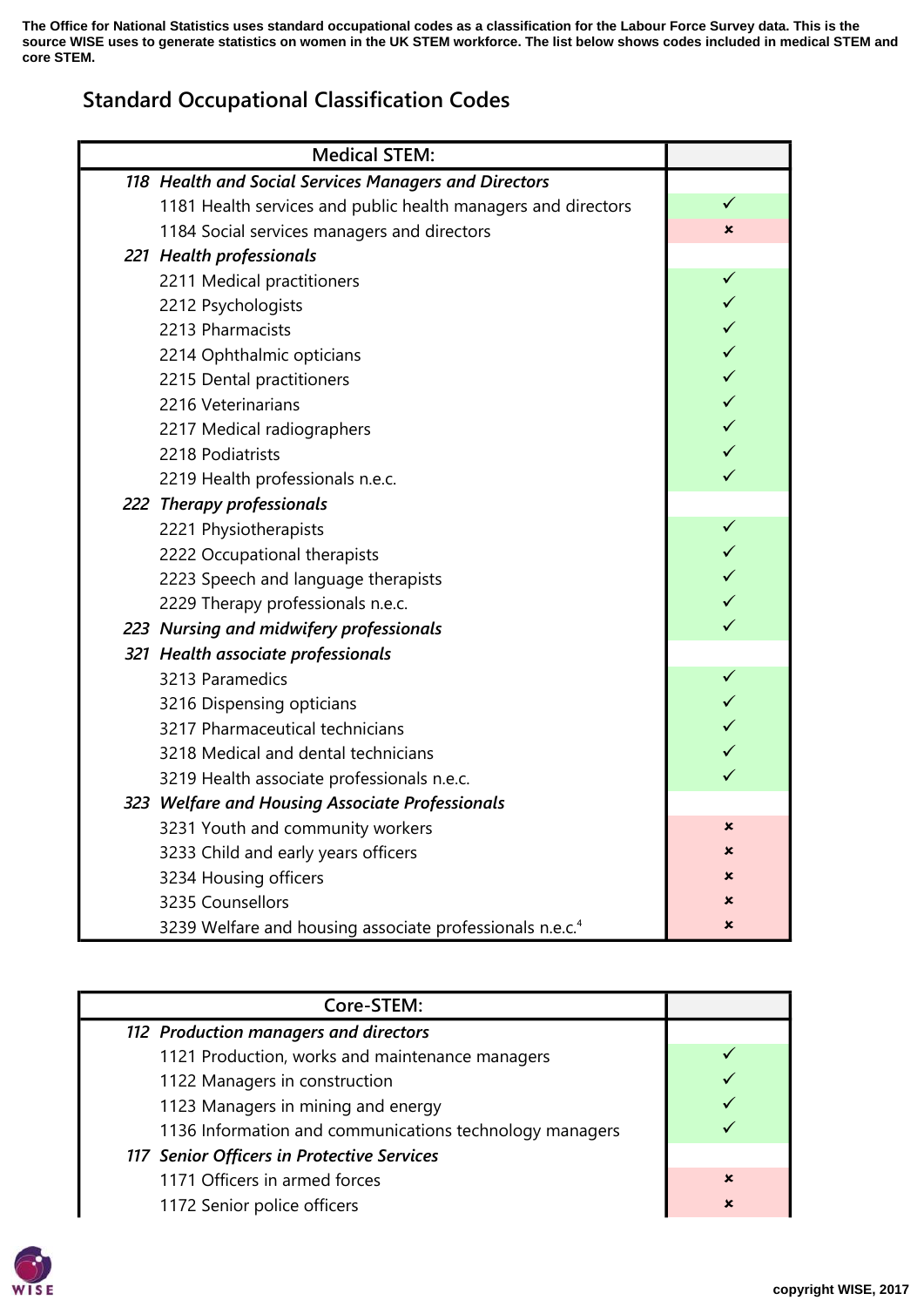The Office for National Statistics uses standard occupational codes as a classification for the Labour Force Survey data. This is the source WISE uses to generate statistics on women in the UK STEM workforce. The list below shows codes included in medical STEM and core STEM.

## Standard Occupational Classification Codes

| Medical STEM: | |
|---|---|
| ***118 Health and Social Services Managers and Directors*** | |
| 1181 Health services and public health managers and directors | ✓ |
| 1184 Social services managers and directors | ✗ |
| ***221 Health professionals*** | |
| 2211 Medical practitioners | ✓ |
| 2212 Psychologists | ✓ |
| 2213 Pharmacists | ✓ |
| 2214 Ophthalmic opticians | ✓ |
| 2215 Dental practitioners | ✓ |
| 2216 Veterinarians | ✓ |
| 2217 Medical radiographers | ✓ |
| 2218 Podiatrists | ✓ |
| 2219 Health professionals n.e.c. | ✓ |
| ***222 Therapy professionals*** | |
| 2221 Physiotherapists | ✓ |
| 2222 Occupational therapists | ✓ |
| 2223 Speech and language therapists | ✓ |
| 2229 Therapy professionals n.e.c. | ✓ |
| ***223 Nursing and midwifery professionals*** | ✓ |
| ***321 Health associate professionals*** | |
| 3213 Paramedics | ✓ |
| 3216 Dispensing opticians | ✓ |
| 3217 Pharmaceutical technicians | ✓ |
| 3218 Medical and dental technicians | ✓ |
| 3219 Health associate professionals n.e.c. | ✓ |
| ***323 Welfare and Housing Associate Professionals*** | |
| 3231 Youth and community workers | ✗ |
| 3233 Child and early years officers | ✗ |
| 3234 Housing officers | ✗ |
| 3235 Counsellors | ✗ |
| 3239 Welfare and housing associate professionals n.e.c.[4] | ✗ |

| Core-STEM: | |
|---|---|
| ***112 Production managers and directors*** | |
| 1121 Production, works and maintenance managers | ✓ |
| 1122 Managers in construction | ✓ |
| 1123 Managers in mining and energy | ✓ |
| 1136 Information and communications technology managers | ✓ |
| ***117 Senior Officers in Protective Services*** | |
| 1171 Officers in armed forces | ✗ |
| 1172 Senior police officers | ✗ |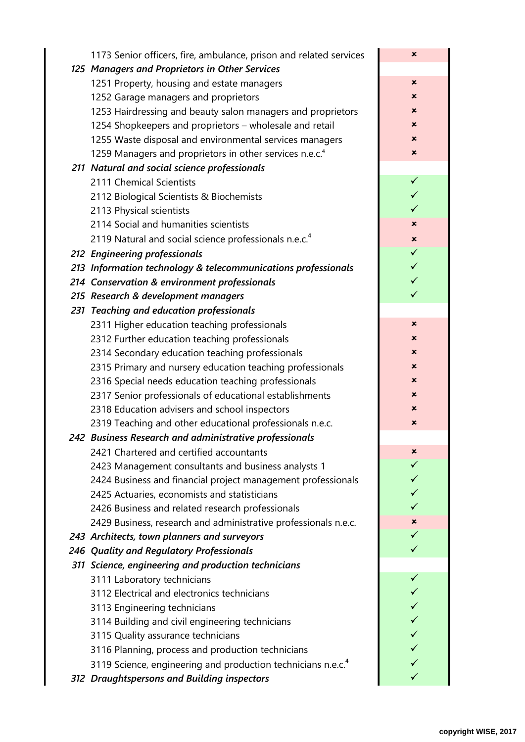| Occupation | |
|---|---|
| 1173 Senior officers, fire, ambulance, prison and related services | ✗ |
| ***125 Managers and Proprietors in Other Services*** | |
| 1251 Property, housing and estate managers | ✗ |
| 1252 Garage managers and proprietors | ✗ |
| 1253 Hairdressing and beauty salon managers and proprietors | ✗ |
| 1254 Shopkeepers and proprietors – wholesale and retail | ✗ |
| 1255 Waste disposal and environmental services managers | ✗ |
| 1259 Managers and proprietors in other services n.e.c.[4] | ✗ |
| ***211 Natural and social science professionals*** | |
| 2111 Chemical Scientists | ✓ |
| 2112 Biological Scientists & Biochemists | ✓ |
| 2113 Physical scientists | ✓ |
| 2114 Social and humanities scientists | ✗ |
| 2119 Natural and social science professionals n.e.c.[4] | ✗ |
| ***212 Engineering professionals*** | ✓ |
| ***213 Information technology & telecommunications professionals*** | ✓ |
| ***214 Conservation & environment professionals*** | ✓ |
| ***215 Research & development managers*** | ✓ |
| ***231 Teaching and education professionals*** | |
| 2311 Higher education teaching professionals | ✗ |
| 2312 Further education teaching professionals | ✗ |
| 2314 Secondary education teaching professionals | ✗ |
| 2315 Primary and nursery education teaching professionals | ✗ |
| 2316 Special needs education teaching professionals | ✗ |
| 2317 Senior professionals of educational establishments | ✗ |
| 2318 Education advisers and school inspectors | ✗ |
| 2319 Teaching and other educational professionals n.e.c. | ✗ |
| ***242 Business Research and administrative professionals*** | |
| 2421 Chartered and certified accountants | ✗ |
| 2423 Management consultants and business analysts 1 | ✓ |
| 2424 Business and financial project management professionals | ✓ |
| 2425 Actuaries, economists and statisticians | ✓ |
| 2426 Business and related research professionals | ✓ |
| 2429 Business, research and administrative professionals n.e.c. | ✗ |
| ***243 Architects, town planners and surveyors*** | ✓ |
| ***246 Quality and Regulatory Professionals*** | ✓ |
| ***311 Science, engineering and production technicians*** | |
| 3111 Laboratory technicians | ✓ |
| 3112 Electrical and electronics technicians | ✓ |
| 3113 Engineering technicians | ✓ |
| 3114 Building and civil engineering technicians | ✓ |
| 3115 Quality assurance technicians | ✓ |
| 3116 Planning, process and production technicians | ✓ |
| 3119 Science, engineering and production technicians n.e.c.[4] | ✓ |
| ***312 Draughtspersons and Building inspectors*** | ✓ |

copyright WISE, 2017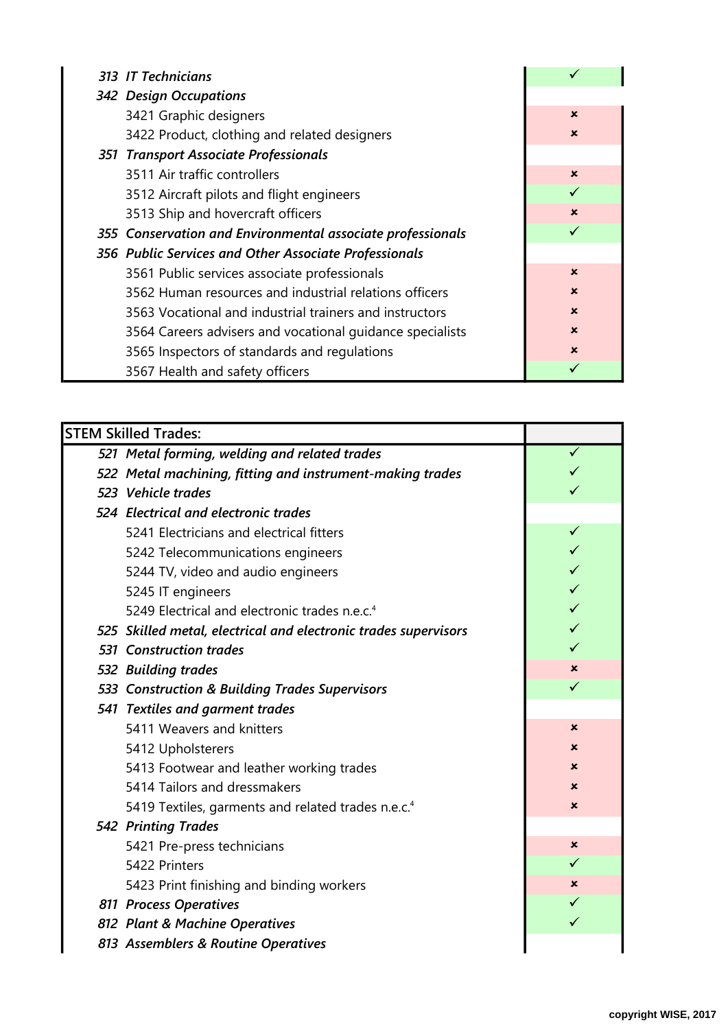| | |
|---|---|
| ***313 IT Technicians*** | ✓ |
| ***342 Design Occupations*** | |
| 3421 Graphic designers | ✗ |
| 3422 Product, clothing and related designers | ✗ |
| ***351 Transport Associate Professionals*** | |
| 3511 Air traffic controllers | ✗ |
| 3512 Aircraft pilots and flight engineers | ✓ |
| 3513 Ship and hovercraft officers | ✗ |
| ***355 Conservation and Environmental associate professionals*** | ✓ |
| ***356 Public Services and Other Associate Professionals*** | |
| 3561 Public services associate professionals | ✗ |
| 3562 Human resources and industrial relations officers | ✗ |
| 3563 Vocational and industrial trainers and instructors | ✗ |
| 3564 Careers advisers and vocational guidance specialists | ✗ |
| 3565 Inspectors of standards and regulations | ✗ |
| 3567 Health and safety officers | ✓ |

| STEM Skilled Trades: | |
|---|---|
| ***521 Metal forming, welding and related trades*** | ✓ |
| ***522 Metal machining, fitting and instrument-making trades*** | ✓ |
| ***523 Vehicle trades*** | ✓ |
| ***524 Electrical and electronic trades*** | |
| 5241 Electricians and electrical fitters | ✓ |
| 5242 Telecommunications engineers | ✓ |
| 5244 TV, video and audio engineers | ✓ |
| 5245 IT engineers | ✓ |
| 5249 Electrical and electronic trades n.e.c.[4] | ✓ |
| ***525 Skilled metal, electrical and electronic trades supervisors*** | ✓ |
| ***531 Construction trades*** | ✓ |
| ***532 Building trades*** | ✗ |
| ***533 Construction & Building Trades Supervisors*** | ✓ |
| ***541 Textiles and garment trades*** | |
| 5411 Weavers and knitters | ✗ |
| 5412 Upholsterers | ✗ |
| 5413 Footwear and leather working trades | ✗ |
| 5414 Tailors and dressmakers | ✗ |
| 5419 Textiles, garments and related trades n.e.c.[4] | ✗ |
| ***542 Printing Trades*** | |
| 5421 Pre-press technicians | ✗ |
| 5422 Printers | ✓ |
| 5423 Print finishing and binding workers | ✗ |
| ***811 Process Operatives*** | ✓ |
| ***812 Plant & Machine Operatives*** | ✓ |
| ***813 Assemblers & Routine Operatives*** | |

copyright WISE, 2017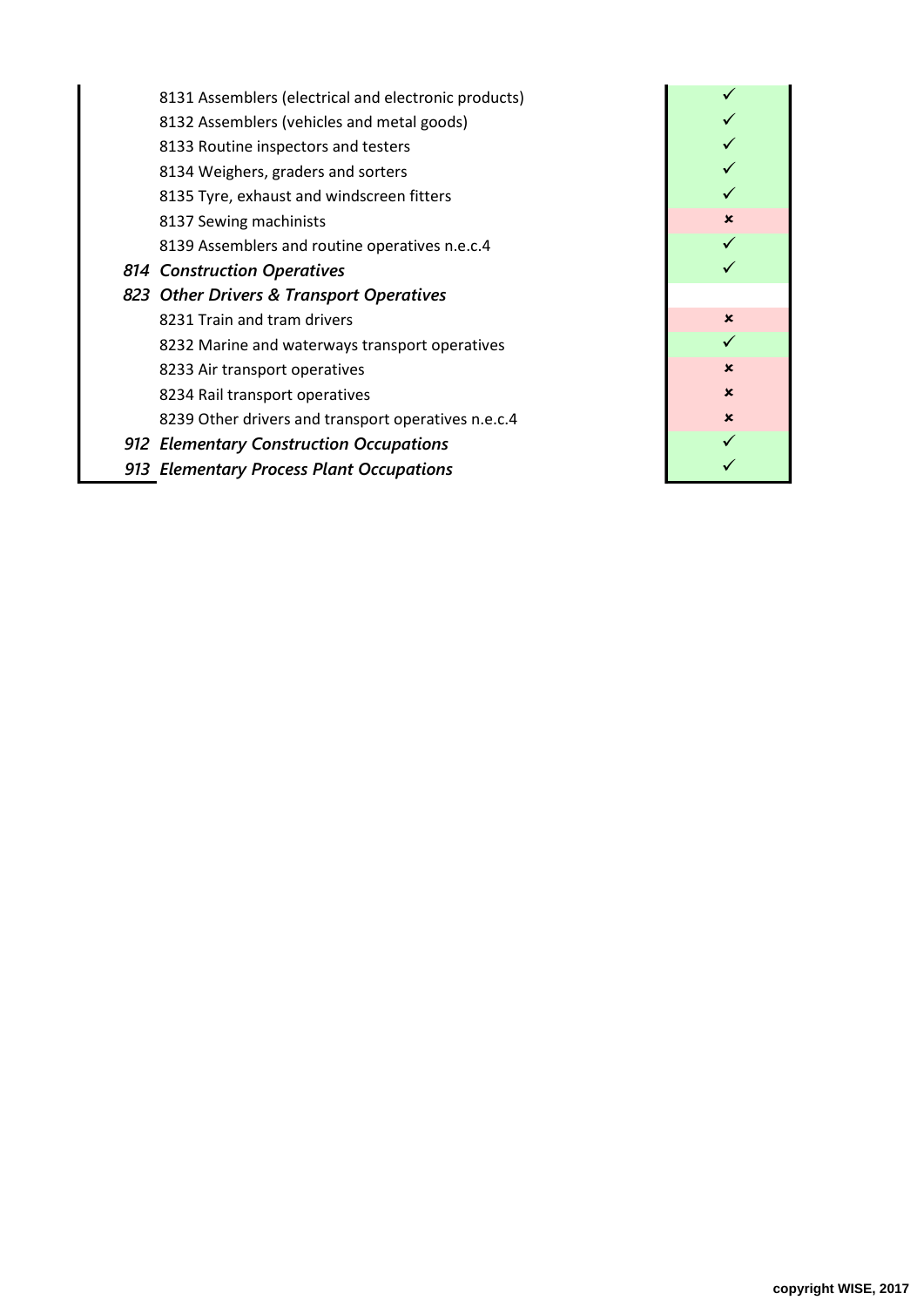| | |
|---|---|
| 8131 Assemblers (electrical and electronic products) | ✓ |
| 8132 Assemblers (vehicles and metal goods) | ✓ |
| 8133 Routine inspectors and testers | ✓ |
| 8134 Weighers, graders and sorters | ✓ |
| 8135 Tyre, exhaust and windscreen fitters | ✓ |
| 8137 Sewing machinists | ✗ |
| 8139 Assemblers and routine operatives n.e.c.4 | ✓ |
| ***814 Construction Operatives*** | ✓ |
| ***823 Other Drivers & Transport Operatives*** | |
| 8231 Train and tram drivers | ✗ |
| 8232 Marine and waterways transport operatives | ✓ |
| 8233 Air transport operatives | ✗ |
| 8234 Rail transport operatives | ✗ |
| 8239 Other drivers and transport operatives n.e.c.4 | ✗ |
| ***912 Elementary Construction Occupations*** | ✓ |
| ***913 Elementary Process Plant Occupations*** | ✓ |

**copyright WISE, 2017**